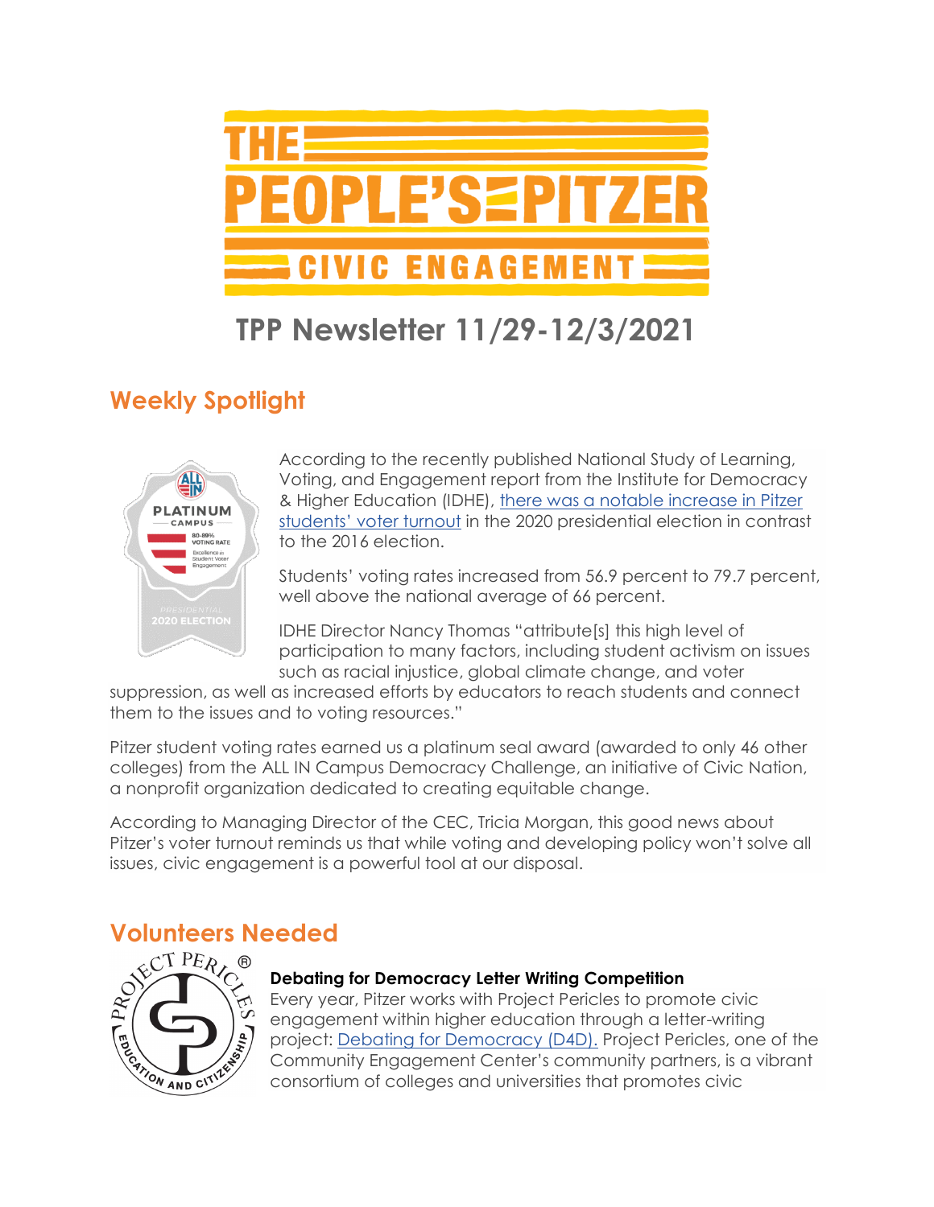# THE PEOPLE'S PITZER CIVIC ENGAGEMENT

# TPP Newsletter 11/29-12/3/2021

## Weekly Spotlight

According to the recently published National Study of Learning, Voting, and Engagement report from the Institute for Democracy & Higher Education (IDHE), there was a notable increase in Pitzer students' voter turnout in the 2020 presidential election in contrast to the 2016 election.

Students' voting rates increased from 56.9 percent to 79.7 percent, well above the national average of 66 percent.

IDHE Director Nancy Thomas "attribute[s] this high level of participation to many factors, including student activism on issues such as racial injustice, global climate change, and voter suppression, as well as increased efforts by educators to reach students and connect them to the issues and to voting resources."

Pitzer student voting rates earned us a platinum seal award (awarded to only 46 other colleges) from the ALL IN Campus Democracy Challenge, an initiative of Civic Nation, a nonprofit organization dedicated to creating equitable change.

According to Managing Director of the CEC, Tricia Morgan, this good news about Pitzer's voter turnout reminds us that while voting and developing policy won't solve all issues, civic engagement is a powerful tool at our disposal.

## Volunteers Needed

**Debating for Democracy Letter Writing Competition**

Every year, Pitzer works with Project Pericles to promote civic engagement within higher education through a letter-writing project: Debating for Democracy (D4D). Project Pericles, one of the Community Engagement Center's community partners, is a vibrant consortium of colleges and universities that promotes civic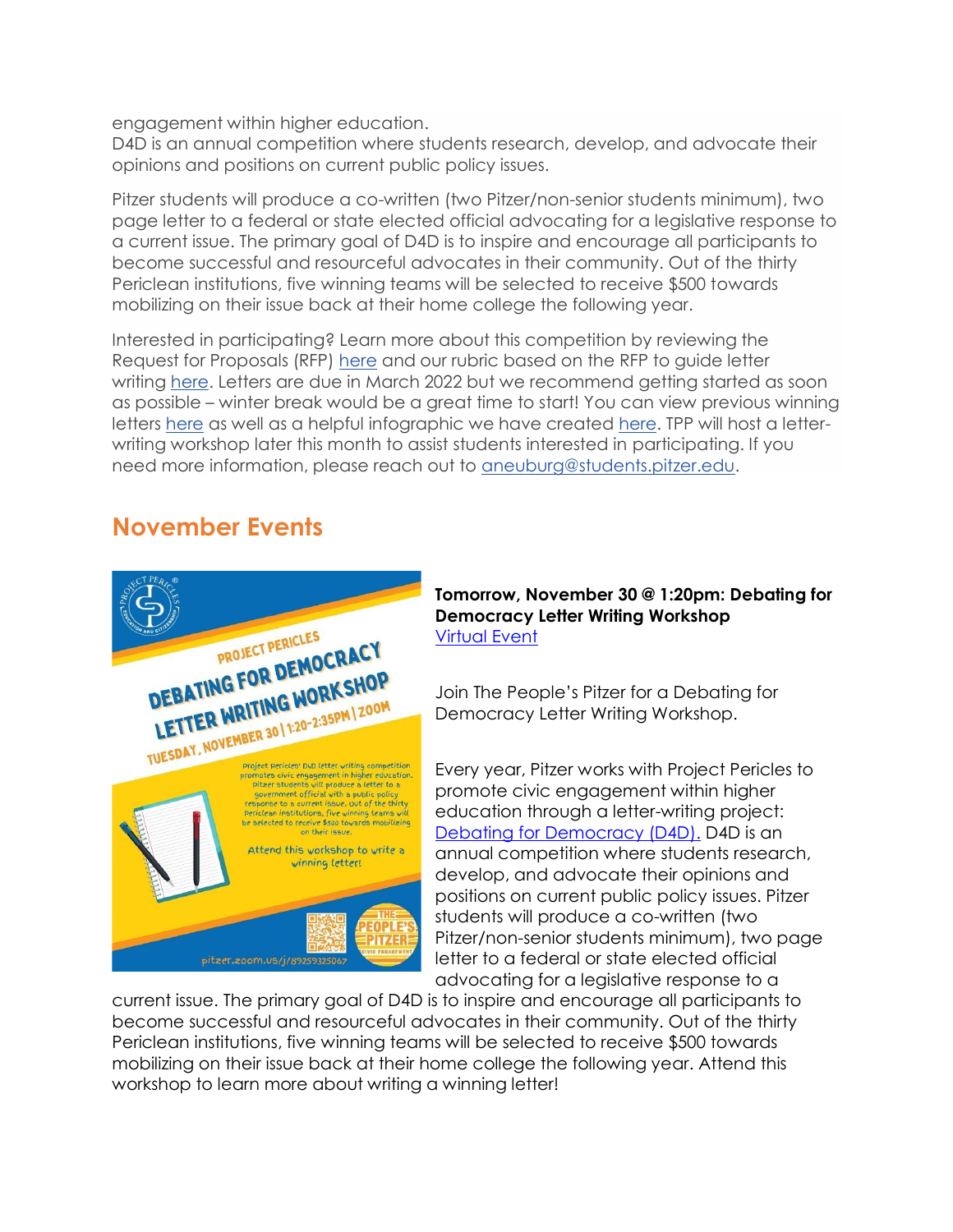engagement within higher education.
D4D is an annual competition where students research, develop, and advocate their opinions and positions on current public policy issues.

Pitzer students will produce a co-written (two Pitzer/non-senior students minimum), two page letter to a federal or state elected official advocating for a legislative response to a current issue. The primary goal of D4D is to inspire and encourage all participants to become successful and resourceful advocates in their community. Out of the thirty Periclean institutions, five winning teams will be selected to receive $500 towards mobilizing on their issue back at their home college the following year.

Interested in participating? Learn more about this competition by reviewing the Request for Proposals (RFP) here and our rubric based on the RFP to guide letter writing here. Letters are due in March 2022 but we recommend getting started as soon as possible – winter break would be a great time to start! You can view previous winning letters here as well as a helpful infographic we have created here. TPP will host a letter-writing workshop later this month to assist students interested in participating. If you need more information, please reach out to aneuburg@students.pitzer.edu.

## November Events

PROJECT PERICLES
DEBATING FOR DEMOCRACY
LETTER WRITING WORKSHOP
TUESDAY, NOVEMBER 30 | 1:20-2:35PM | ZOOM

Project Pericles' D4D letter writing competition promotes civic engagement in higher education. Pitzer students will produce a letter to a government official with a public policy response to a current issue. Out of the thirty Periclean institutions, five winning teams will be selected to receive $500 towards mobilizing on their issue.

Attend this workshop to write a winning letter!

pitzer.zoom.us/j/89259325067

**Tomorrow, November 30 @ 1:20pm: Debating for Democracy Letter Writing Workshop**
Virtual Event

Join The People's Pitzer for a Debating for Democracy Letter Writing Workshop.

Every year, Pitzer works with Project Pericles to promote civic engagement within higher education through a letter-writing project: Debating for Democracy (D4D). D4D is an annual competition where students research, develop, and advocate their opinions and positions on current public policy issues. Pitzer students will produce a co-written (two Pitzer/non-senior students minimum), two page letter to a federal or state elected official advocating for a legislative response to a current issue. The primary goal of D4D is to inspire and encourage all participants to become successful and resourceful advocates in their community. Out of the thirty Periclean institutions, five winning teams will be selected to receive $500 towards mobilizing on their issue back at their home college the following year. Attend this workshop to learn more about writing a winning letter!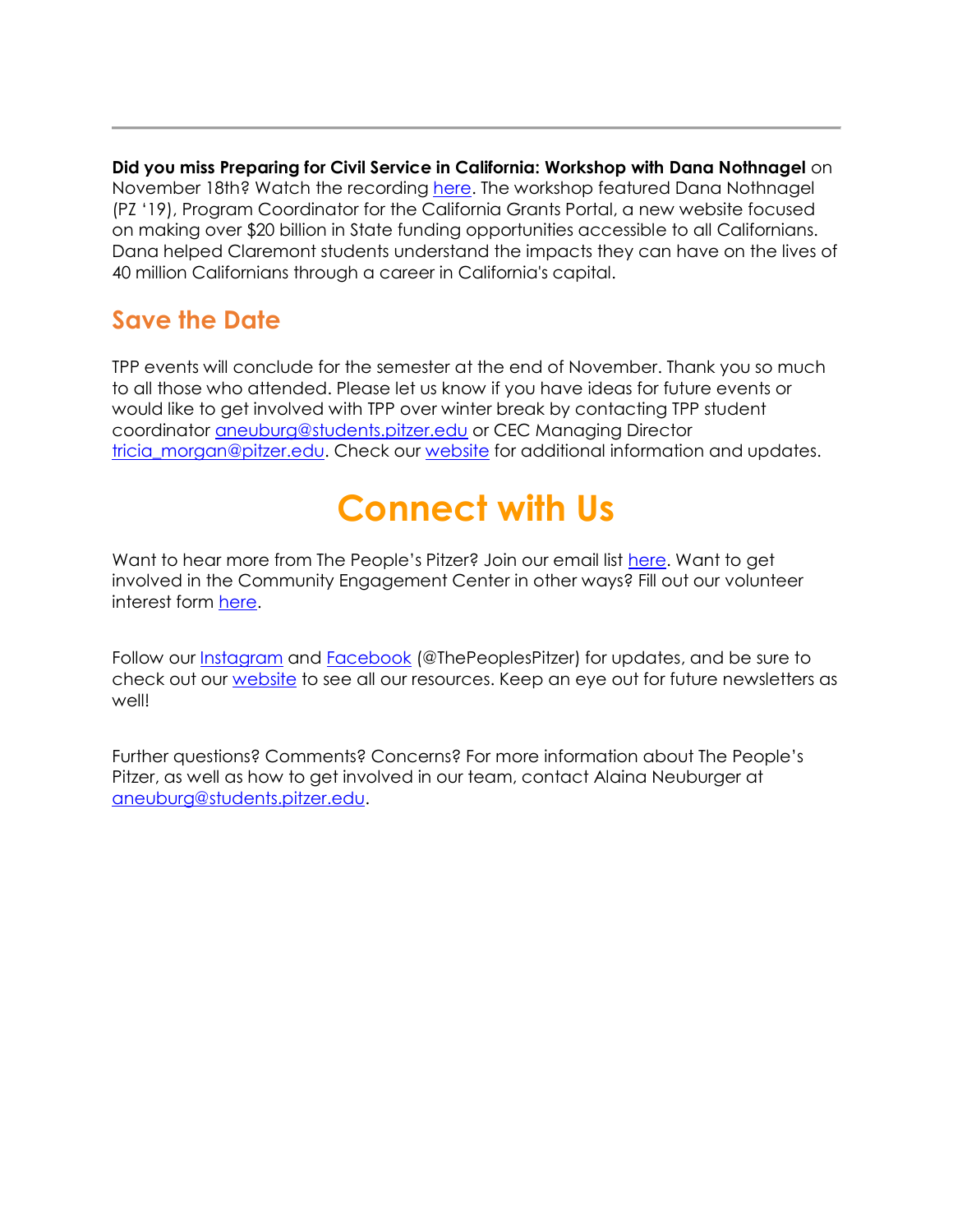---

**Did you miss Preparing for Civil Service in California: Workshop with Dana Nothnagel** on November 18th? Watch the recording here. The workshop featured Dana Nothnagel (PZ '19), Program Coordinator for the California Grants Portal, a new website focused on making over $20 billion in State funding opportunities accessible to all Californians. Dana helped Claremont students understand the impacts they can have on the lives of 40 million Californians through a career in California's capital.

## Save the Date

TPP events will conclude for the semester at the end of November. Thank you so much to all those who attended. Please let us know if you have ideas for future events or would like to get involved with TPP over winter break by contacting TPP student coordinator aneuburg@students.pitzer.edu or CEC Managing Director tricia_morgan@pitzer.edu. Check our website for additional information and updates.

# Connect with Us

Want to hear more from The People's Pitzer? Join our email list here. Want to get involved in the Community Engagement Center in other ways? Fill out our volunteer interest form here.

Follow our Instagram and Facebook (@ThePeoplesPitzer) for updates, and be sure to check out our website to see all our resources. Keep an eye out for future newsletters as well!

Further questions? Comments? Concerns? For more information about The People's Pitzer, as well as how to get involved in our team, contact Alaina Neuburger at aneuburg@students.pitzer.edu.